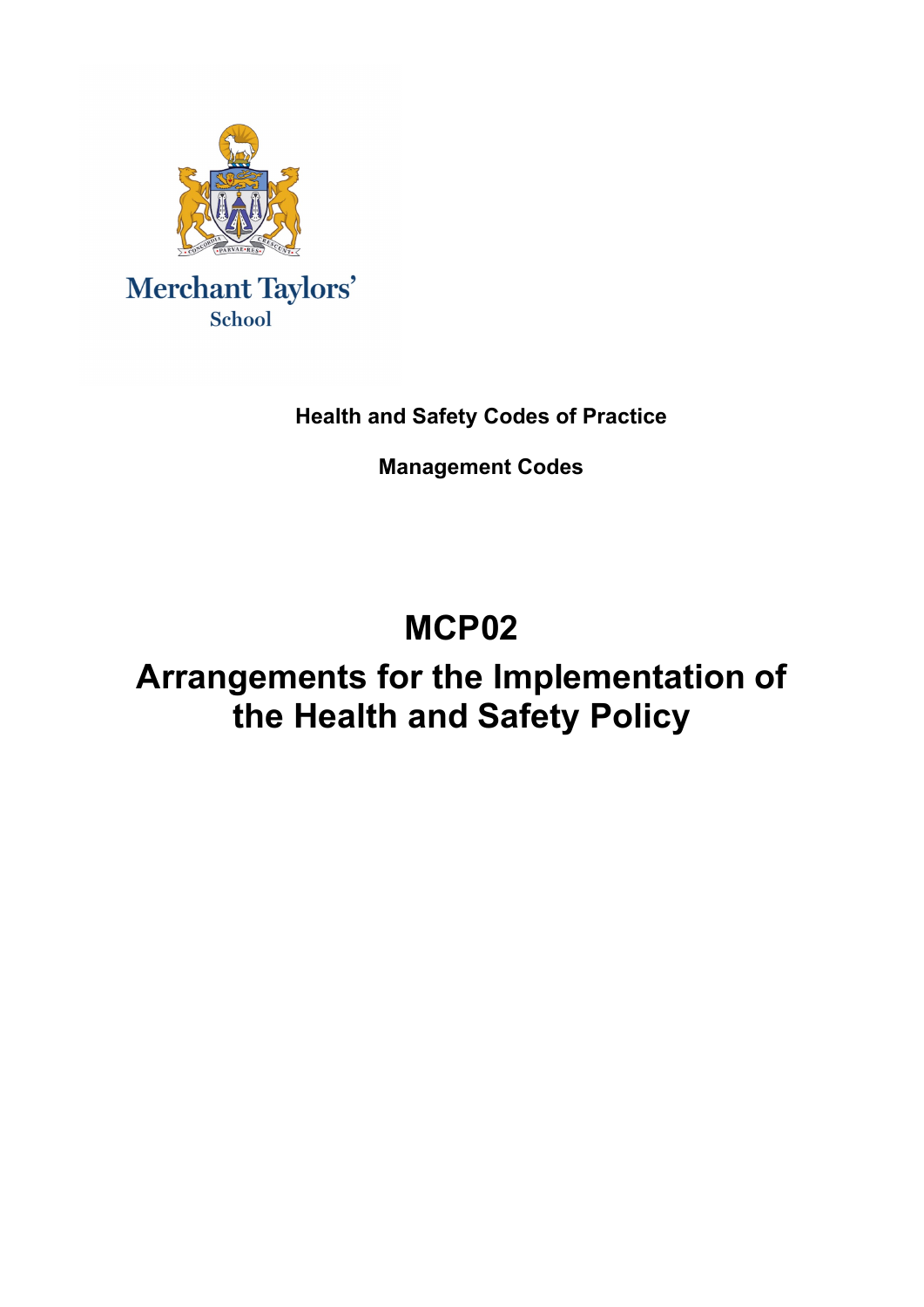Merchant Taylors' School

**Health and Safety Codes of Practice**

**Management Codes**

# MCP02

# Arrangements for the Implementation of the Health and Safety Policy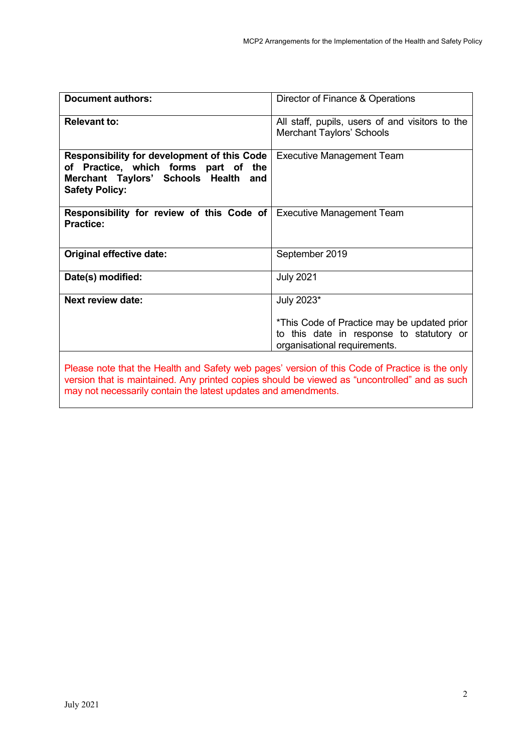| **Document authors:** | Director of Finance & Operations |
|---|---|
| **Relevant to:** | All staff, pupils, users of and visitors to the Merchant Taylors' Schools |
| **Responsibility for development of this Code of Practice, which forms part of the Merchant Taylors' Schools Health and Safety Policy:** | Executive Management Team |
| **Responsibility for review of this Code of Practice:** | Executive Management Team |
| **Original effective date:** | September 2019 |
| **Date(s) modified:** | July 2021 |
| **Next review date:** | July 2023*<br><br>*This Code of Practice may be updated prior to this date in response to statutory or organisational requirements. |

Please note that the Health and Safety web pages' version of this Code of Practice is the only version that is maintained. Any printed copies should be viewed as "uncontrolled" and as such may not necessarily contain the latest updates and amendments.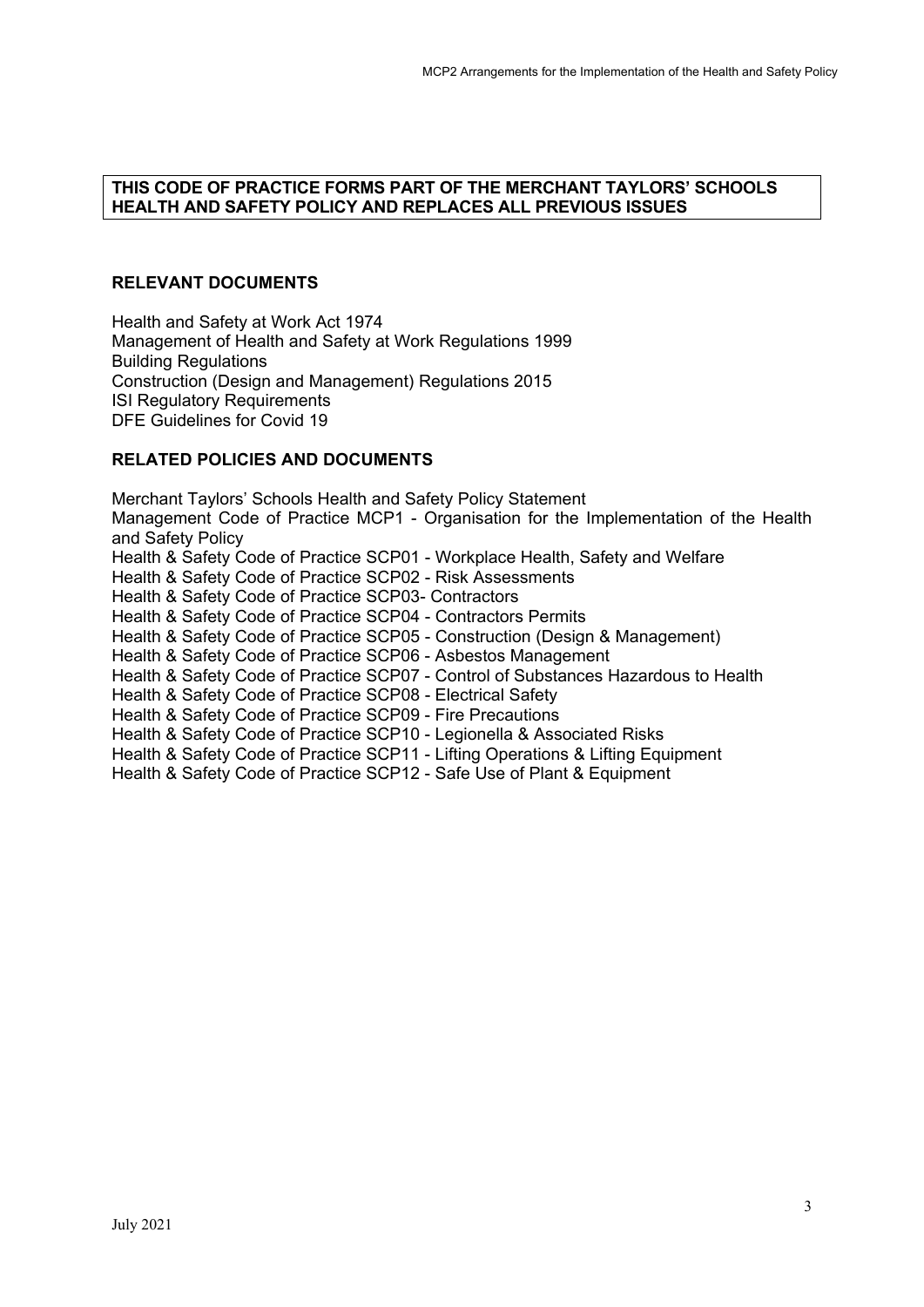**THIS CODE OF PRACTICE FORMS PART OF THE MERCHANT TAYLORS' SCHOOLS HEALTH AND SAFETY POLICY AND REPLACES ALL PREVIOUS ISSUES**

## RELEVANT DOCUMENTS

Health and Safety at Work Act 1974
Management of Health and Safety at Work Regulations 1999
Building Regulations
Construction (Design and Management) Regulations 2015
ISI Regulatory Requirements
DFE Guidelines for Covid 19

## RELATED POLICIES AND DOCUMENTS

Merchant Taylors' Schools Health and Safety Policy Statement
Management Code of Practice MCP1 - Organisation for the Implementation of the Health and Safety Policy
Health & Safety Code of Practice SCP01 - Workplace Health, Safety and Welfare
Health & Safety Code of Practice SCP02 - Risk Assessments
Health & Safety Code of Practice SCP03- Contractors
Health & Safety Code of Practice SCP04 - Contractors Permits
Health & Safety Code of Practice SCP05 - Construction (Design & Management)
Health & Safety Code of Practice SCP06 - Asbestos Management
Health & Safety Code of Practice SCP07 - Control of Substances Hazardous to Health
Health & Safety Code of Practice SCP08 - Electrical Safety
Health & Safety Code of Practice SCP09 - Fire Precautions
Health & Safety Code of Practice SCP10 - Legionella & Associated Risks
Health & Safety Code of Practice SCP11 - Lifting Operations & Lifting Equipment
Health & Safety Code of Practice SCP12 - Safe Use of Plant & Equipment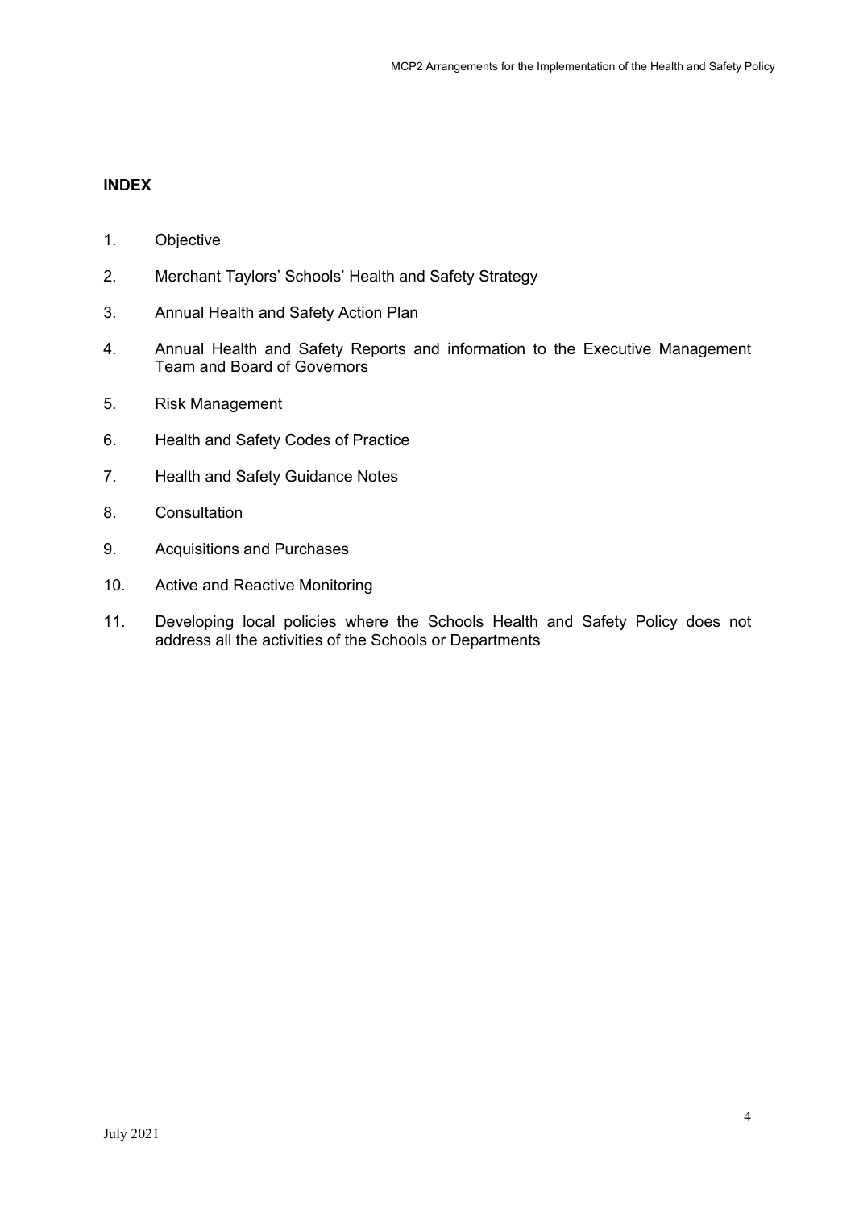## INDEX

1. Objective
2. Merchant Taylors' Schools' Health and Safety Strategy
3. Annual Health and Safety Action Plan
4. Annual Health and Safety Reports and information to the Executive Management Team and Board of Governors
5. Risk Management
6. Health and Safety Codes of Practice
7. Health and Safety Guidance Notes
8. Consultation
9. Acquisitions and Purchases
10. Active and Reactive Monitoring
11. Developing local policies where the Schools Health and Safety Policy does not address all the activities of the Schools or Departments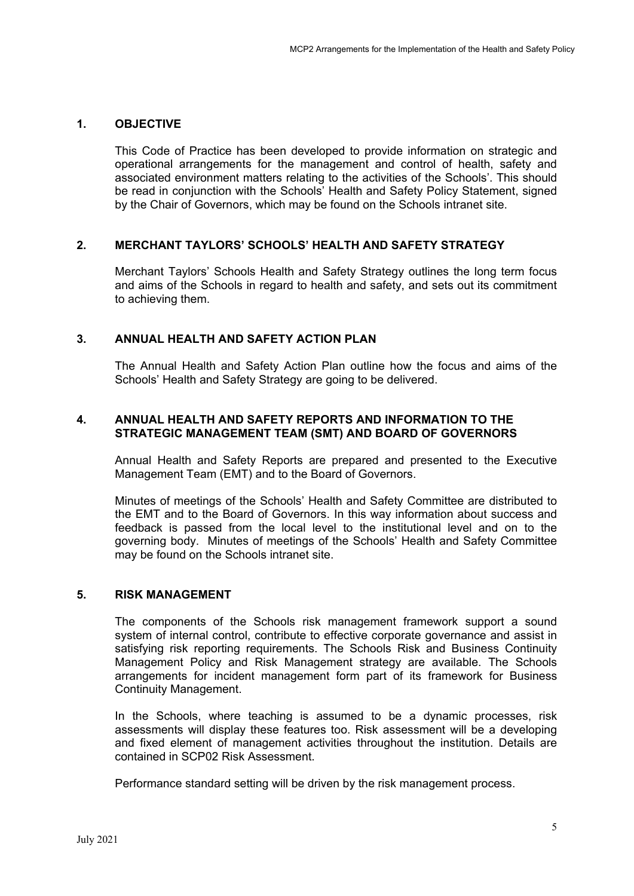## 1. OBJECTIVE

This Code of Practice has been developed to provide information on strategic and operational arrangements for the management and control of health, safety and associated environment matters relating to the activities of the Schools'. This should be read in conjunction with the Schools' Health and Safety Policy Statement, signed by the Chair of Governors, which may be found on the Schools intranet site.

## 2. MERCHANT TAYLORS' SCHOOLS' HEALTH AND SAFETY STRATEGY

Merchant Taylors' Schools Health and Safety Strategy outlines the long term focus and aims of the Schools in regard to health and safety, and sets out its commitment to achieving them.

## 3. ANNUAL HEALTH AND SAFETY ACTION PLAN

The Annual Health and Safety Action Plan outline how the focus and aims of the Schools' Health and Safety Strategy are going to be delivered.

## 4. ANNUAL HEALTH AND SAFETY REPORTS AND INFORMATION TO THE STRATEGIC MANAGEMENT TEAM (SMT) AND BOARD OF GOVERNORS

Annual Health and Safety Reports are prepared and presented to the Executive Management Team (EMT) and to the Board of Governors.

Minutes of meetings of the Schools' Health and Safety Committee are distributed to the EMT and to the Board of Governors. In this way information about success and feedback is passed from the local level to the institutional level and on to the governing body. Minutes of meetings of the Schools' Health and Safety Committee may be found on the Schools intranet site.

## 5. RISK MANAGEMENT

The components of the Schools risk management framework support a sound system of internal control, contribute to effective corporate governance and assist in satisfying risk reporting requirements. The Schools Risk and Business Continuity Management Policy and Risk Management strategy are available. The Schools arrangements for incident management form part of its framework for Business Continuity Management.

In the Schools, where teaching is assumed to be a dynamic processes, risk assessments will display these features too. Risk assessment will be a developing and fixed element of management activities throughout the institution. Details are contained in SCP02 Risk Assessment.

Performance standard setting will be driven by the risk management process.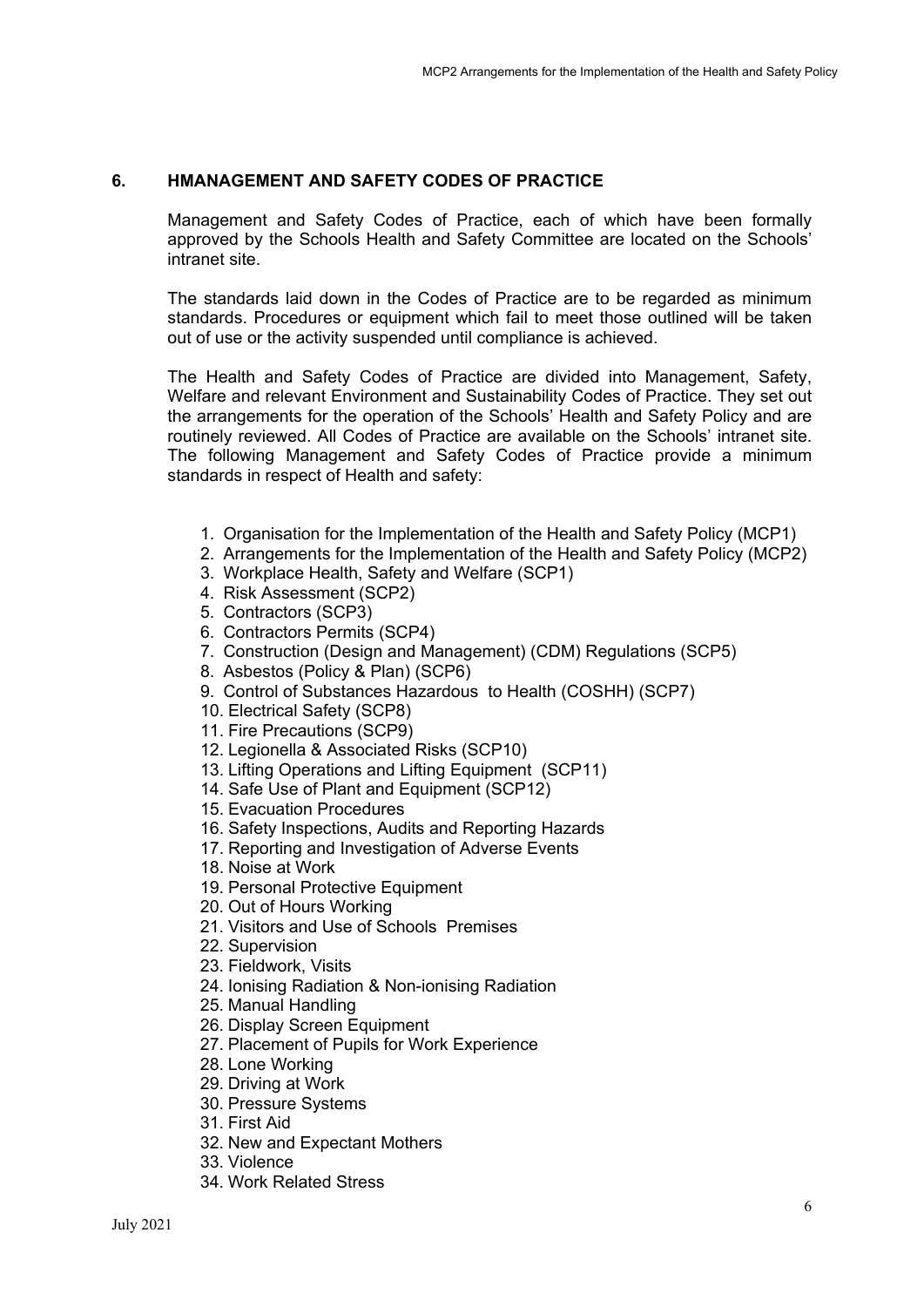## 6. HMANAGEMENT AND SAFETY CODES OF PRACTICE

Management and Safety Codes of Practice, each of which have been formally approved by the Schools Health and Safety Committee are located on the Schools' intranet site.

The standards laid down in the Codes of Practice are to be regarded as minimum standards. Procedures or equipment which fail to meet those outlined will be taken out of use or the activity suspended until compliance is achieved.

The Health and Safety Codes of Practice are divided into Management, Safety, Welfare and relevant Environment and Sustainability Codes of Practice. They set out the arrangements for the operation of the Schools' Health and Safety Policy and are routinely reviewed. All Codes of Practice are available on the Schools' intranet site. The following Management and Safety Codes of Practice provide a minimum standards in respect of Health and safety:

1. Organisation for the Implementation of the Health and Safety Policy (MCP1)
2. Arrangements for the Implementation of the Health and Safety Policy (MCP2)
3. Workplace Health, Safety and Welfare (SCP1)
4. Risk Assessment (SCP2)
5. Contractors (SCP3)
6. Contractors Permits (SCP4)
7. Construction (Design and Management) (CDM) Regulations (SCP5)
8. Asbestos (Policy & Plan) (SCP6)
9. Control of Substances Hazardous to Health (COSHH) (SCP7)
10. Electrical Safety (SCP8)
11. Fire Precautions (SCP9)
12. Legionella & Associated Risks (SCP10)
13. Lifting Operations and Lifting Equipment (SCP11)
14. Safe Use of Plant and Equipment (SCP12)
15. Evacuation Procedures
16. Safety Inspections, Audits and Reporting Hazards
17. Reporting and Investigation of Adverse Events
18. Noise at Work
19. Personal Protective Equipment
20. Out of Hours Working
21. Visitors and Use of Schools Premises
22. Supervision
23. Fieldwork, Visits
24. Ionising Radiation & Non-ionising Radiation
25. Manual Handling
26. Display Screen Equipment
27. Placement of Pupils for Work Experience
28. Lone Working
29. Driving at Work
30. Pressure Systems
31. First Aid
32. New and Expectant Mothers
33. Violence
34. Work Related Stress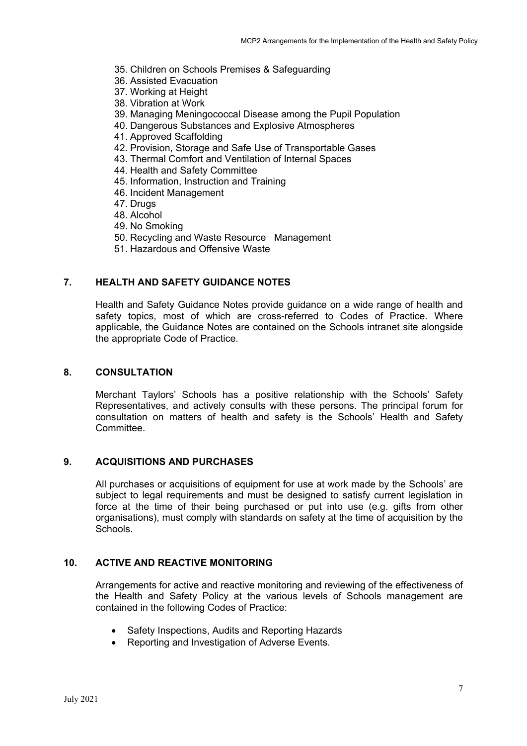35. Children on Schools Premises & Safeguarding
36. Assisted Evacuation
37. Working at Height
38. Vibration at Work
39. Managing Meningococcal Disease among the Pupil Population
40. Dangerous Substances and Explosive Atmospheres
41. Approved Scaffolding
42. Provision, Storage and Safe Use of Transportable Gases
43. Thermal Comfort and Ventilation of Internal Spaces
44. Health and Safety Committee
45. Information, Instruction and Training
46. Incident Management
47. Drugs
48. Alcohol
49. No Smoking
50. Recycling and Waste Resource Management
51. Hazardous and Offensive Waste

## 7. HEALTH AND SAFETY GUIDANCE NOTES

Health and Safety Guidance Notes provide guidance on a wide range of health and safety topics, most of which are cross-referred to Codes of Practice. Where applicable, the Guidance Notes are contained on the Schools intranet site alongside the appropriate Code of Practice.

## 8. CONSULTATION

Merchant Taylors' Schools has a positive relationship with the Schools' Safety Representatives, and actively consults with these persons. The principal forum for consultation on matters of health and safety is the Schools' Health and Safety Committee.

## 9. ACQUISITIONS AND PURCHASES

All purchases or acquisitions of equipment for use at work made by the Schools' are subject to legal requirements and must be designed to satisfy current legislation in force at the time of their being purchased or put into use (e.g. gifts from other organisations), must comply with standards on safety at the time of acquisition by the Schools.

## 10. ACTIVE AND REACTIVE MONITORING

Arrangements for active and reactive monitoring and reviewing of the effectiveness of the Health and Safety Policy at the various levels of Schools management are contained in the following Codes of Practice:

- Safety Inspections, Audits and Reporting Hazards
- Reporting and Investigation of Adverse Events.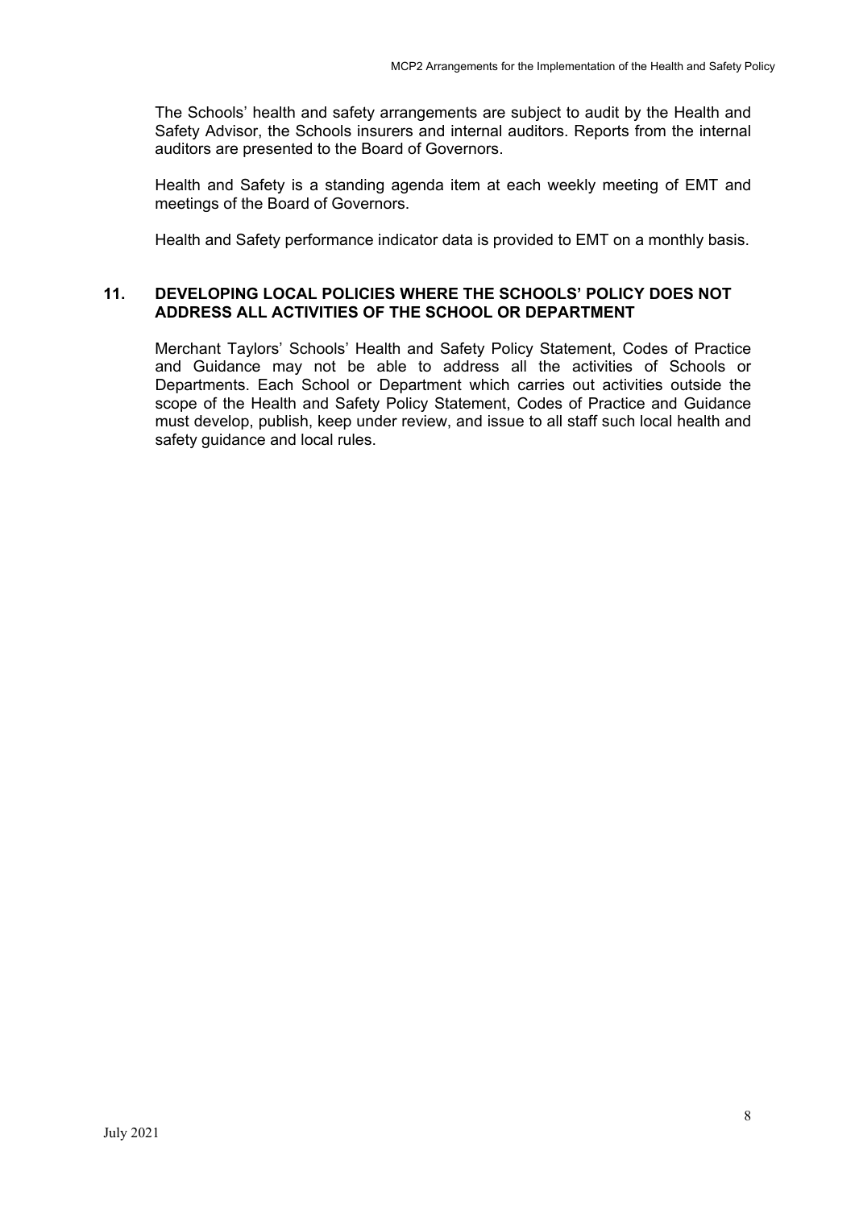The Schools' health and safety arrangements are subject to audit by the Health and Safety Advisor, the Schools insurers and internal auditors. Reports from the internal auditors are presented to the Board of Governors.

Health and Safety is a standing agenda item at each weekly meeting of EMT and meetings of the Board of Governors.

Health and Safety performance indicator data is provided to EMT on a monthly basis.

## 11. DEVELOPING LOCAL POLICIES WHERE THE SCHOOLS' POLICY DOES NOT ADDRESS ALL ACTIVITIES OF THE SCHOOL OR DEPARTMENT

Merchant Taylors' Schools' Health and Safety Policy Statement, Codes of Practice and Guidance may not be able to address all the activities of Schools or Departments. Each School or Department which carries out activities outside the scope of the Health and Safety Policy Statement, Codes of Practice and Guidance must develop, publish, keep under review, and issue to all staff such local health and safety guidance and local rules.